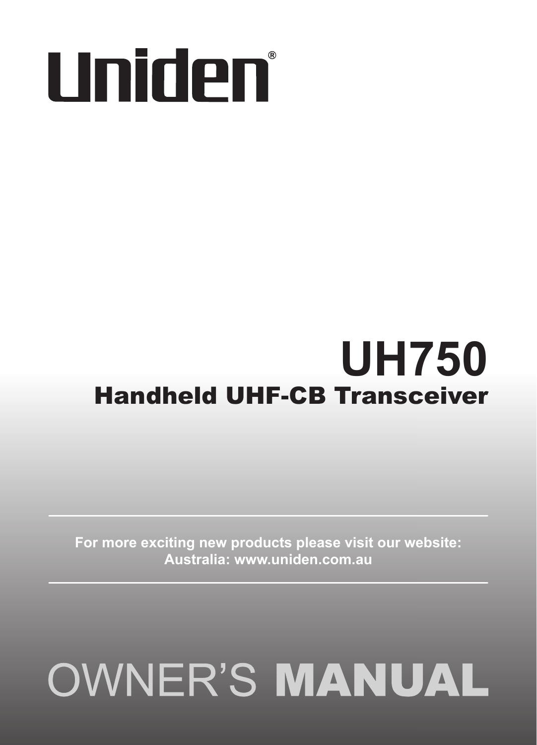# Uniden®

# UH750

## Handheld UHF-CB Transceiver

**For more exciting new products please visit our website:**
**Australia: www.uniden.com.au**

# OWNER'S MANUAL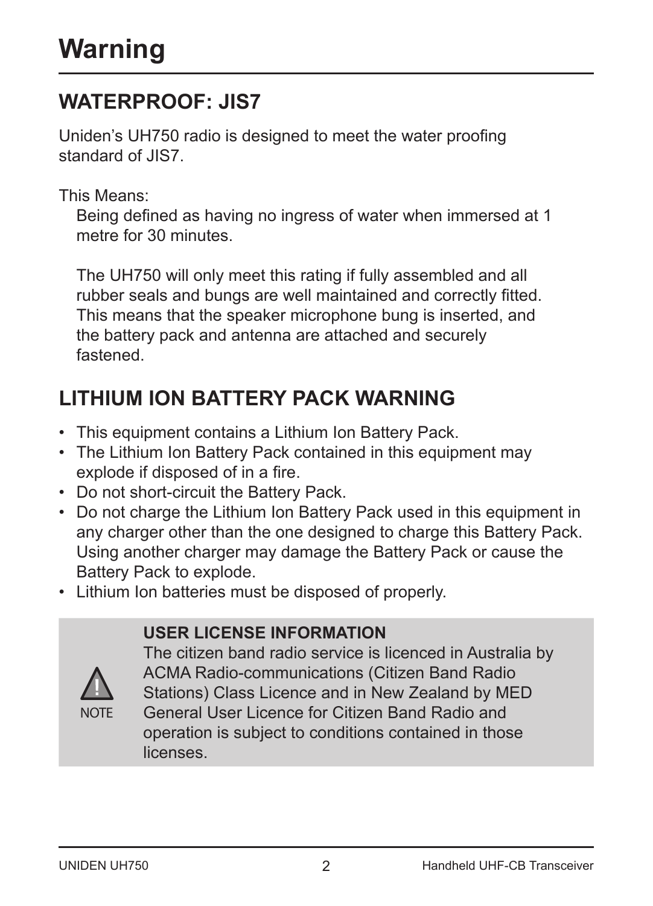# Warning

## WATERPROOF: JIS7

Uniden's UH750 radio is designed to meet the water proofing standard of JIS7.

This Means:

Being defined as having no ingress of water when immersed at 1 metre for 30 minutes.

The UH750 will only meet this rating if fully assembled and all rubber seals and bungs are well maintained and correctly fitted. This means that the speaker microphone bung is inserted, and the battery pack and antenna are attached and securely fastened.

## LITHIUM ION BATTERY PACK WARNING

- This equipment contains a Lithium Ion Battery Pack.
- The Lithium Ion Battery Pack contained in this equipment may explode if disposed of in a fire.
- Do not short-circuit the Battery Pack.
- Do not charge the Lithium Ion Battery Pack used in this equipment in any charger other than the one designed to charge this Battery Pack. Using another charger may damage the Battery Pack or cause the Battery Pack to explode.
- Lithium Ion batteries must be disposed of properly.

> NOTE
>
> **USER LICENSE INFORMATION**
>
> The citizen band radio service is licenced in Australia by ACMA Radio-communications (Citizen Band Radio Stations) Class Licence and in New Zealand by MED General User Licence for Citizen Band Radio and operation is subject to conditions contained in those licenses.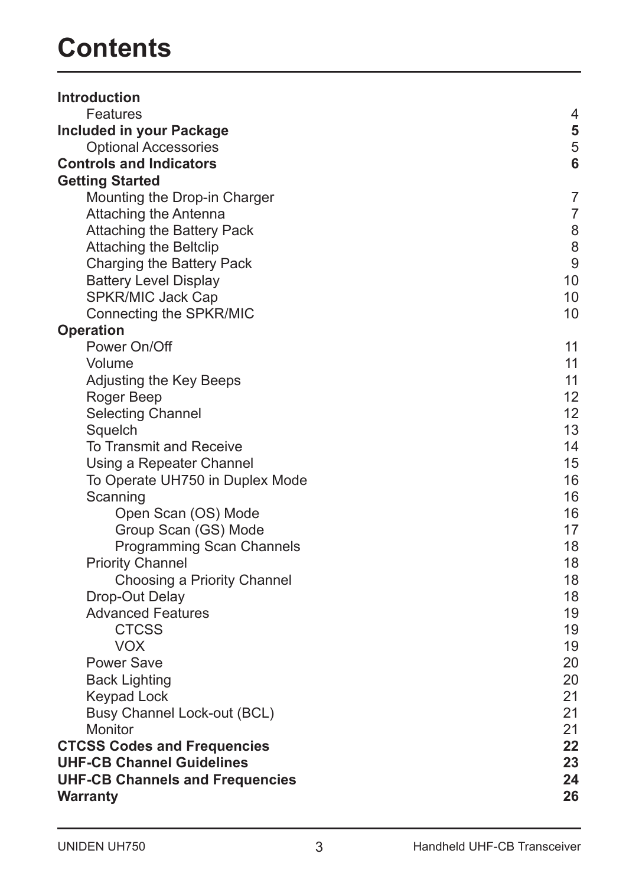# Contents

| | |
|---|---|
| **Introduction** | |
| Features | 4 |
| **Included in your Package** | **5** |
| Optional Accessories | 5 |
| **Controls and Indicators** | **6** |
| **Getting Started** | |
| Mounting the Drop-in Charger | 7 |
| Attaching the Antenna | 7 |
| Attaching the Battery Pack | 8 |
| Attaching the Beltclip | 8 |
| Charging the Battery Pack | 9 |
| Battery Level Display | 10 |
| SPKR/MIC Jack Cap | 10 |
| Connecting the SPKR/MIC | 10 |
| **Operation** | |
| Power On/Off | 11 |
| Volume | 11 |
| Adjusting the Key Beeps | 11 |
| Roger Beep | 12 |
| Selecting Channel | 12 |
| Squelch | 13 |
| To Transmit and Receive | 14 |
| Using a Repeater Channel | 15 |
| To Operate UH750 in Duplex Mode | 16 |
| Scanning | 16 |
| Open Scan (OS) Mode | 16 |
| Group Scan (GS) Mode | 17 |
| Programming Scan Channels | 18 |
| Priority Channel | 18 |
| Choosing a Priority Channel | 18 |
| Drop-Out Delay | 18 |
| Advanced Features | 19 |
| CTCSS | 19 |
| VOX | 19 |
| Power Save | 20 |
| Back Lighting | 20 |
| Keypad Lock | 21 |
| Busy Channel Lock-out (BCL) | 21 |
| Monitor | 21 |
| **CTCSS Codes and Frequencies** | **22** |
| **UHF-CB Channel Guidelines** | **23** |
| **UHF-CB Channels and Frequencies** | **24** |
| **Warranty** | **26** |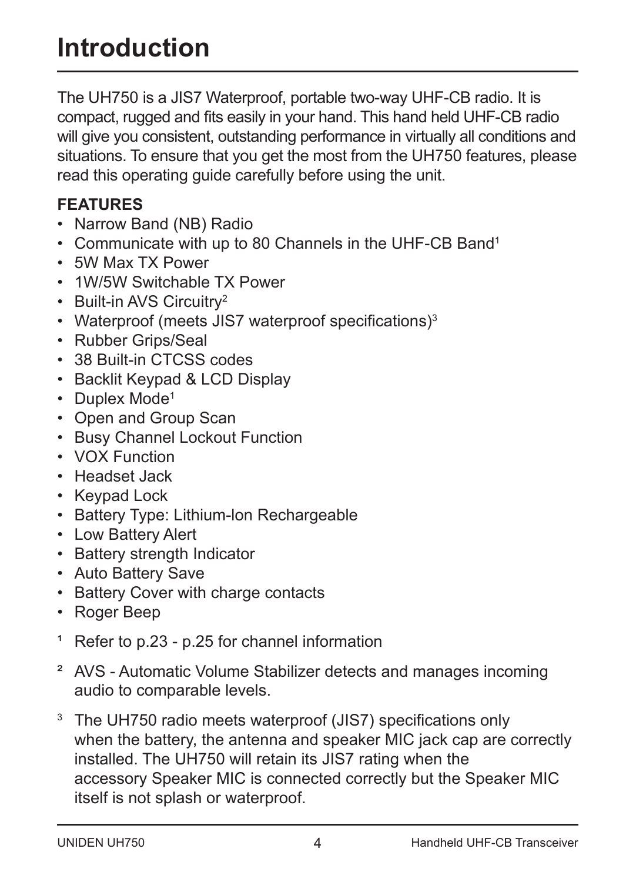# Introduction

The UH750 is a JIS7 Waterproof, portable two-way UHF-CB radio. It is compact, rugged and fits easily in your hand. This hand held UHF-CB radio will give you consistent, outstanding performance in virtually all conditions and situations. To ensure that you get the most from the UH750 features, please read this operating guide carefully before using the unit.

**FEATURES**

- Narrow Band (NB) Radio
- Communicate with up to 80 Channels in the UHF-CB Band[1]
- 5W Max TX Power
- 1W/5W Switchable TX Power
- Built-in AVS Circuitry[2]
- Waterproof (meets JIS7 waterproof specifications)[3]
- Rubber Grips/Seal
- 38 Built-in CTCSS codes
- Backlit Keypad & LCD Display
- Duplex Mode[1]
- Open and Group Scan
- Busy Channel Lockout Function
- VOX Function
- Headset Jack
- Keypad Lock
- Battery Type: Lithium-Ion Rechargeable
- Low Battery Alert
- Battery strength Indicator
- Auto Battery Save
- Battery Cover with charge contacts
- Roger Beep

[1] Refer to p.23 - p.25 for channel information

[2] AVS - Automatic Volume Stabilizer detects and manages incoming audio to comparable levels.

[3] The UH750 radio meets waterproof (JIS7) specifications only when the battery, the antenna and speaker MIC jack cap are correctly installed. The UH750 will retain its JIS7 rating when the accessory Speaker MIC is connected correctly but the Speaker MIC itself is not splash or waterproof.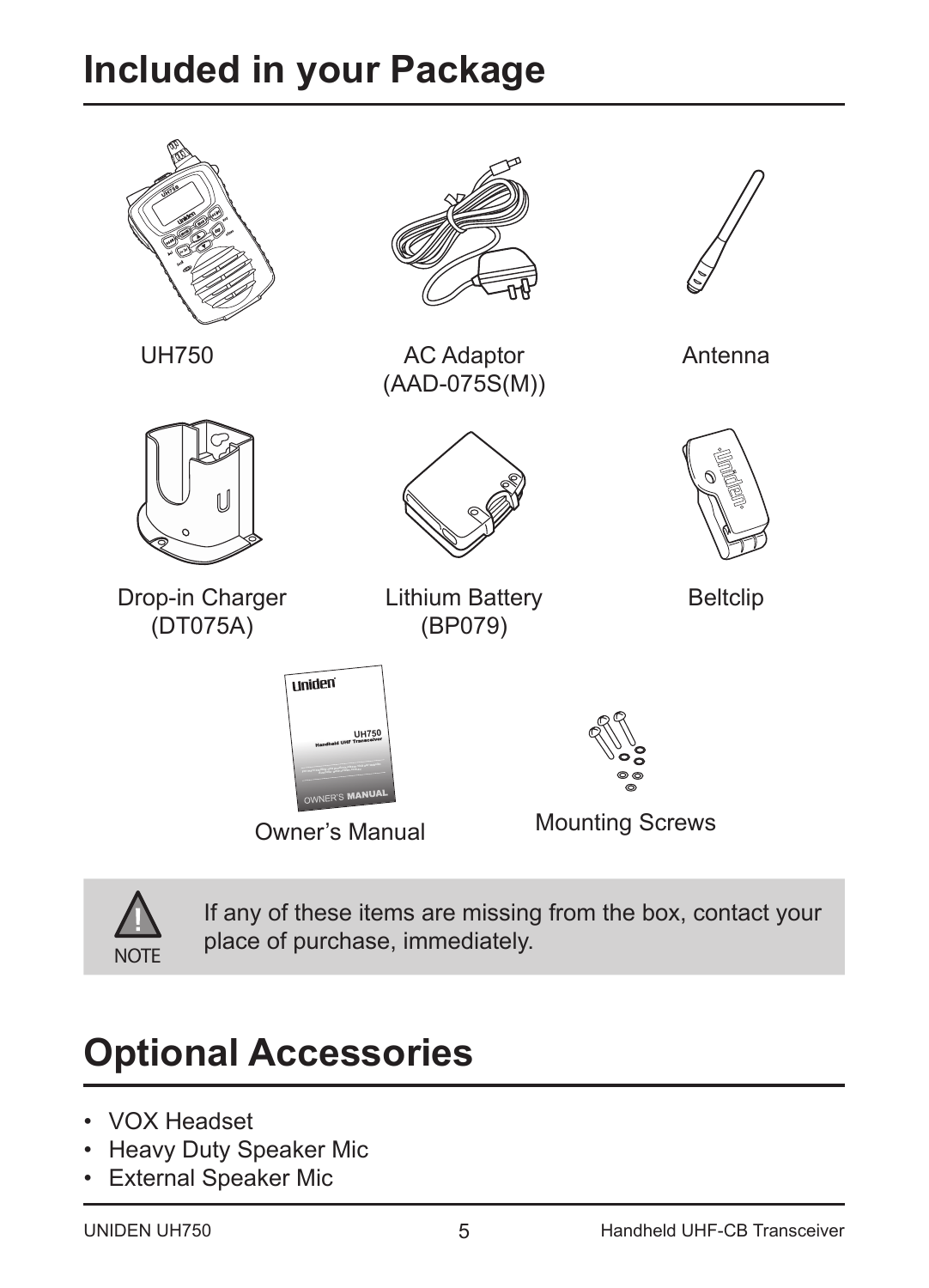# Included in your Package

UH750

AC Adaptor
(AAD-075S(M))

Antenna

Drop-in Charger
(DT075A)

Lithium Battery
(BP079)

Beltclip

Owner's Manual

Mounting Screws

> **NOTE**
> If any of these items are missing from the box, contact your place of purchase, immediately.

# Optional Accessories

- VOX Headset
- Heavy Duty Speaker Mic
- External Speaker Mic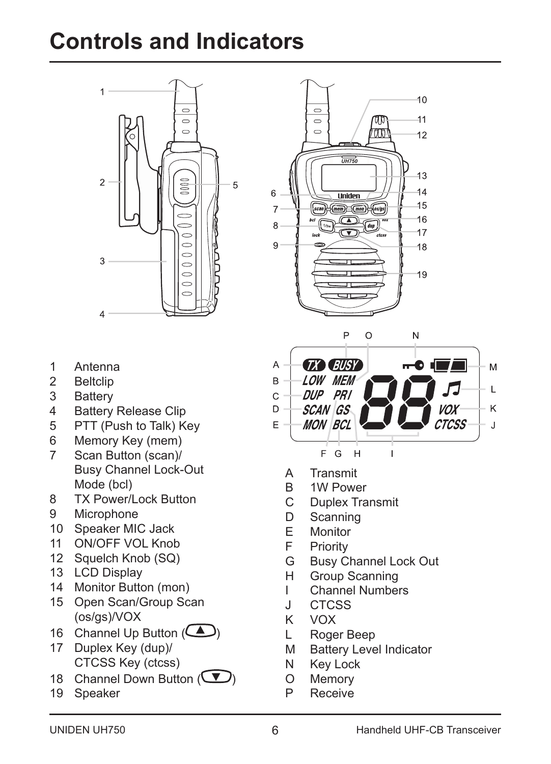# Controls and Indicators

1 Antenna
2 Beltclip
3 Battery
4 Battery Release Clip
5 PTT (Push to Talk) Key
6 Memory Key (mem)
7 Scan Button (scan)/ Busy Channel Lock-Out Mode (bcl)
8 TX Power/Lock Button
9 Microphone
10 Speaker MIC Jack
11 ON/OFF VOL Knob
12 Squelch Knob (SQ)
13 LCD Display
14 Monitor Button (mon)
15 Open Scan/Group Scan (os/gs)/VOX
16 Channel Up Button (▲)
17 Duplex Key (dup)/ CTCSS Key (ctcss)
18 Channel Down Button (▼)
19 Speaker

A Transmit
B 1W Power
C Duplex Transmit
D Scanning
E Monitor
F Priority
G Busy Channel Lock Out
H Group Scanning
I Channel Numbers
J CTCSS
K VOX
L Roger Beep
M Battery Level Indicator
N Key Lock
O Memory
P Receive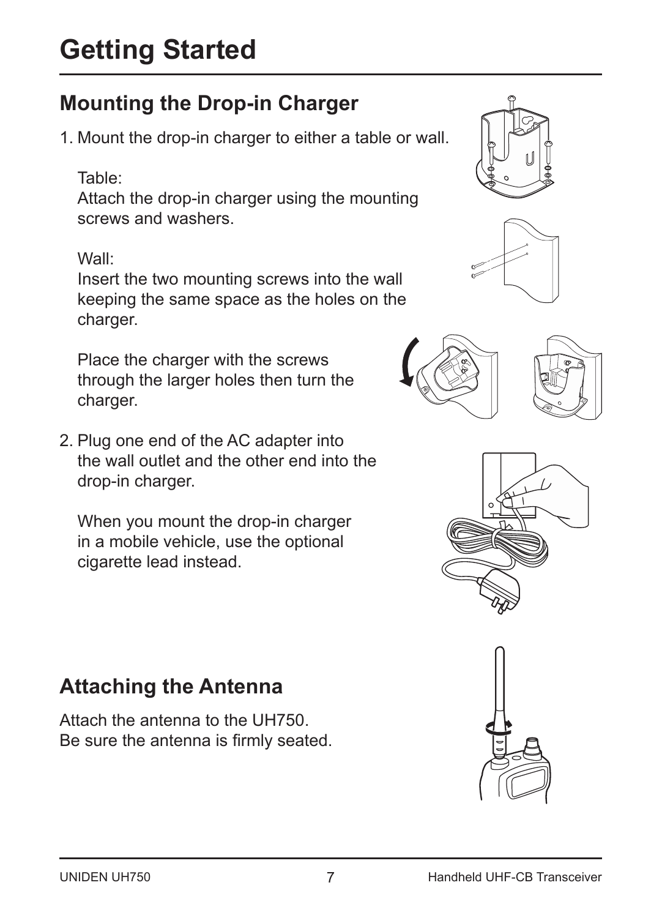# Getting Started

## Mounting the Drop-in Charger

1. Mount the drop-in charger to either a table or wall.

   Table:
   Attach the drop-in charger using the mounting screws and washers.

   Wall:
   Insert the two mounting screws into the wall keeping the same space as the holes on the charger.

   Place the charger with the screws through the larger holes then turn the charger.

2. Plug one end of the AC adapter into the wall outlet and the other end into the drop-in charger.

   When you mount the drop-in charger in a mobile vehicle, use the optional cigarette lead instead.

## Attaching the Antenna

Attach the antenna to the UH750.
Be sure the antenna is firmly seated.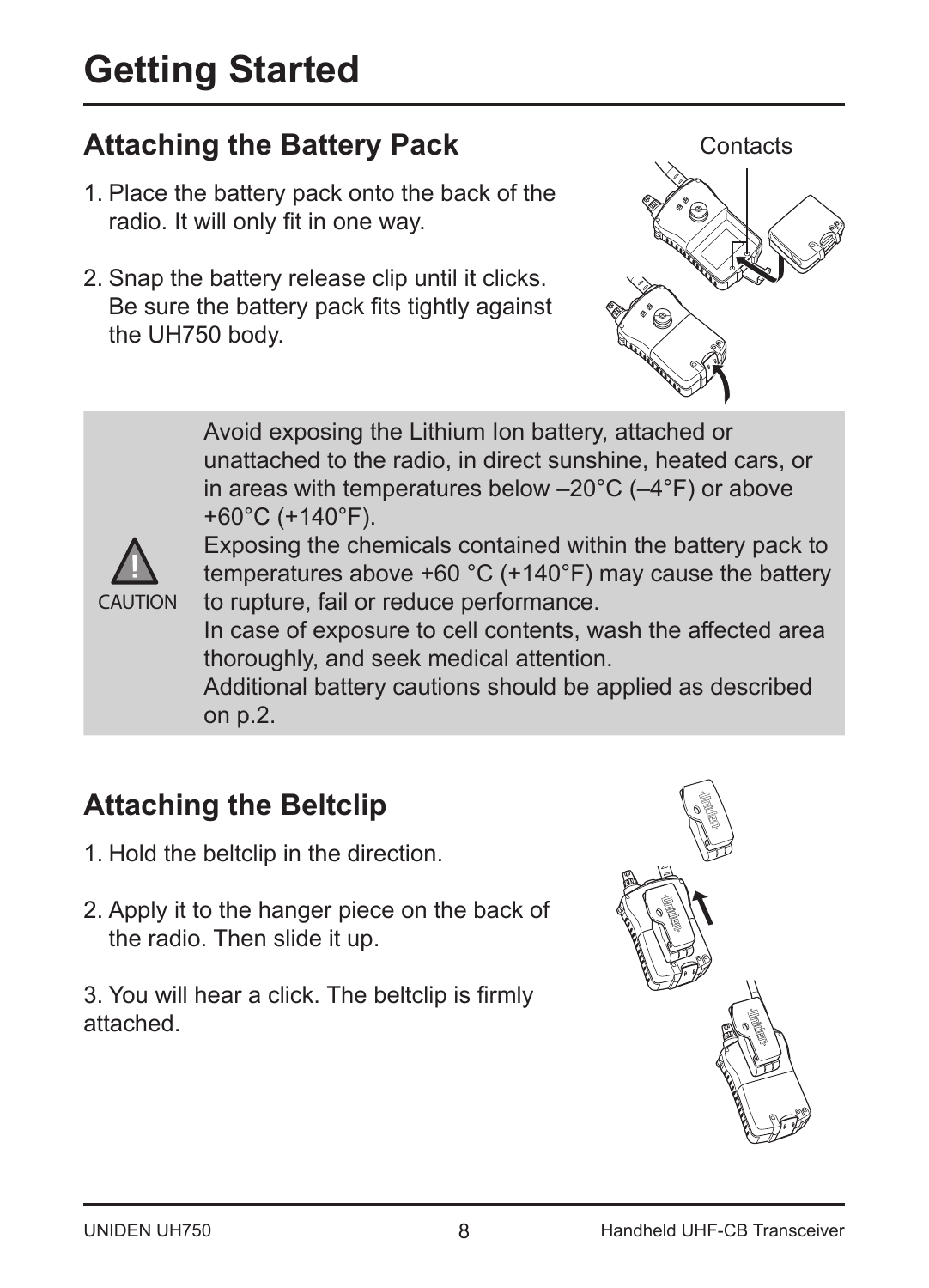# Getting Started

## Attaching the Battery Pack

1. Place the battery pack onto the back of the radio. It will only fit in one way.
2. Snap the battery release clip until it clicks. Be sure the battery pack fits tightly against the UH750 body.

Contacts

CAUTION

Avoid exposing the Lithium Ion battery, attached or unattached to the radio, in direct sunshine, heated cars, or in areas with temperatures below –20°C (–4°F) or above +60°C (+140°F).
Exposing the chemicals contained within the battery pack to temperatures above +60 °C (+140°F) may cause the battery to rupture, fail or reduce performance.
In case of exposure to cell contents, wash the affected area thoroughly, and seek medical attention.
Additional battery cautions should be applied as described on p.2.

## Attaching the Beltclip

1. Hold the beltclip in the direction.
2. Apply it to the hanger piece on the back of the radio. Then slide it up.
3. You will hear a click. The beltclip is firmly attached.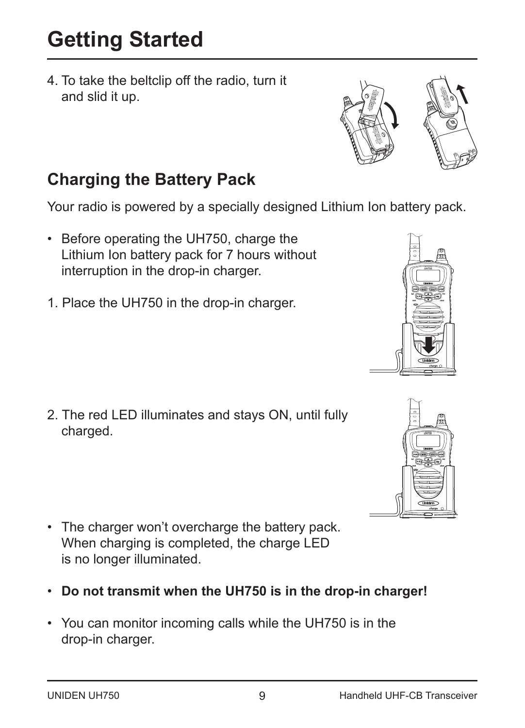# Getting Started

4. To take the beltclip off the radio, turn it and slid it up.

## Charging the Battery Pack

Your radio is powered by a specially designed Lithium Ion battery pack.

- Before operating the UH750, charge the Lithium Ion battery pack for 7 hours without interruption in the drop-in charger.

1. Place the UH750 in the drop-in charger.

2. The red LED illuminates and stays ON, until fully charged.

- The charger won't overcharge the battery pack. When charging is completed, the charge LED is no longer illuminated.

- **Do not transmit when the UH750 is in the drop-in charger!**

- You can monitor incoming calls while the UH750 is in the drop-in charger.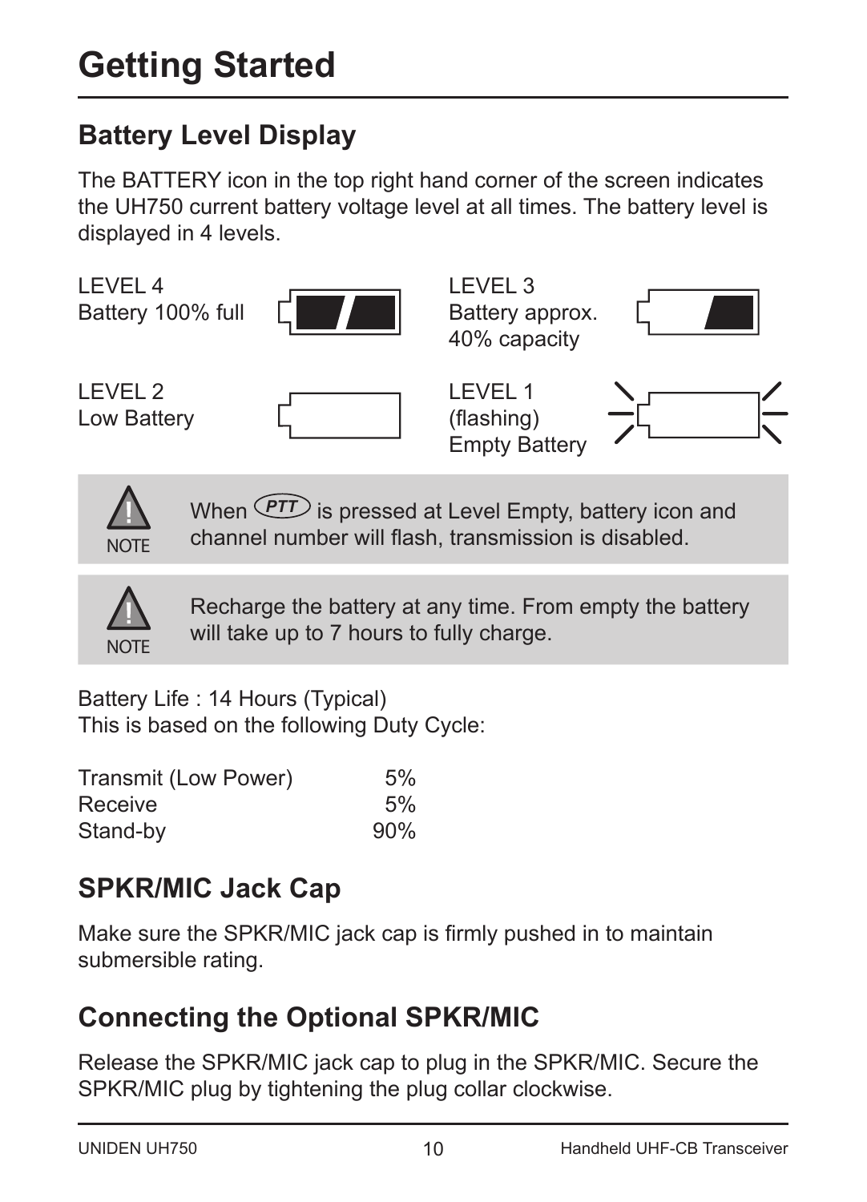// Getting Started

## Battery Level Display

The BATTERY icon in the top right hand corner of the screen indicates the UH750 current battery voltage level at all times. The battery level is displayed in 4 levels.

LEVEL 4
Battery 100% full

LEVEL 3
Battery approx. 40% capacity

LEVEL 2
Low Battery

LEVEL 1
(flashing)
Empty Battery

> **NOTE:** When PTT is pressed at Level Empty, battery icon and channel number will flash, transmission is disabled.

> **NOTE:** Recharge the battery at any time. From empty the battery will take up to 7 hours to fully charge.

Battery Life : 14 Hours (Typical)
This is based on the following Duty Cycle:

| | |
|---|---|
| Transmit (Low Power) | 5% |
| Receive | 5% |
| Stand-by | 90% |

## SPKR/MIC Jack Cap

Make sure the SPKR/MIC jack cap is firmly pushed in to maintain submersible rating.

## Connecting the Optional SPKR/MIC

Release the SPKR/MIC jack cap to plug in the SPKR/MIC. Secure the SPKR/MIC plug by tightening the plug collar clockwise.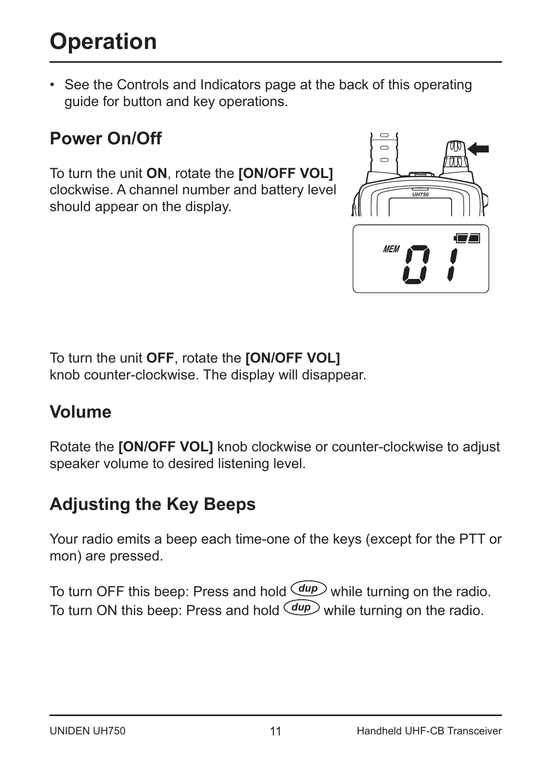# Operation

- See the Controls and Indicators page at the back of this operating guide for button and key operations.

## Power On/Off

To turn the unit **ON**, rotate the **[ON/OFF VOL]** clockwise. A channel number and battery level should appear on the display.

To turn the unit **OFF**, rotate the **[ON/OFF VOL]** knob counter-clockwise. The display will disappear.

## Volume

Rotate the **[ON/OFF VOL]** knob clockwise or counter-clockwise to adjust speaker volume to desired listening level.

## Adjusting the Key Beeps

Your radio emits a beep each time-one of the keys (except for the PTT or mon) are pressed.

To turn OFF this beep: Press and hold dup while turning on the radio.
To turn ON this beep: Press and hold dup while turning on the radio.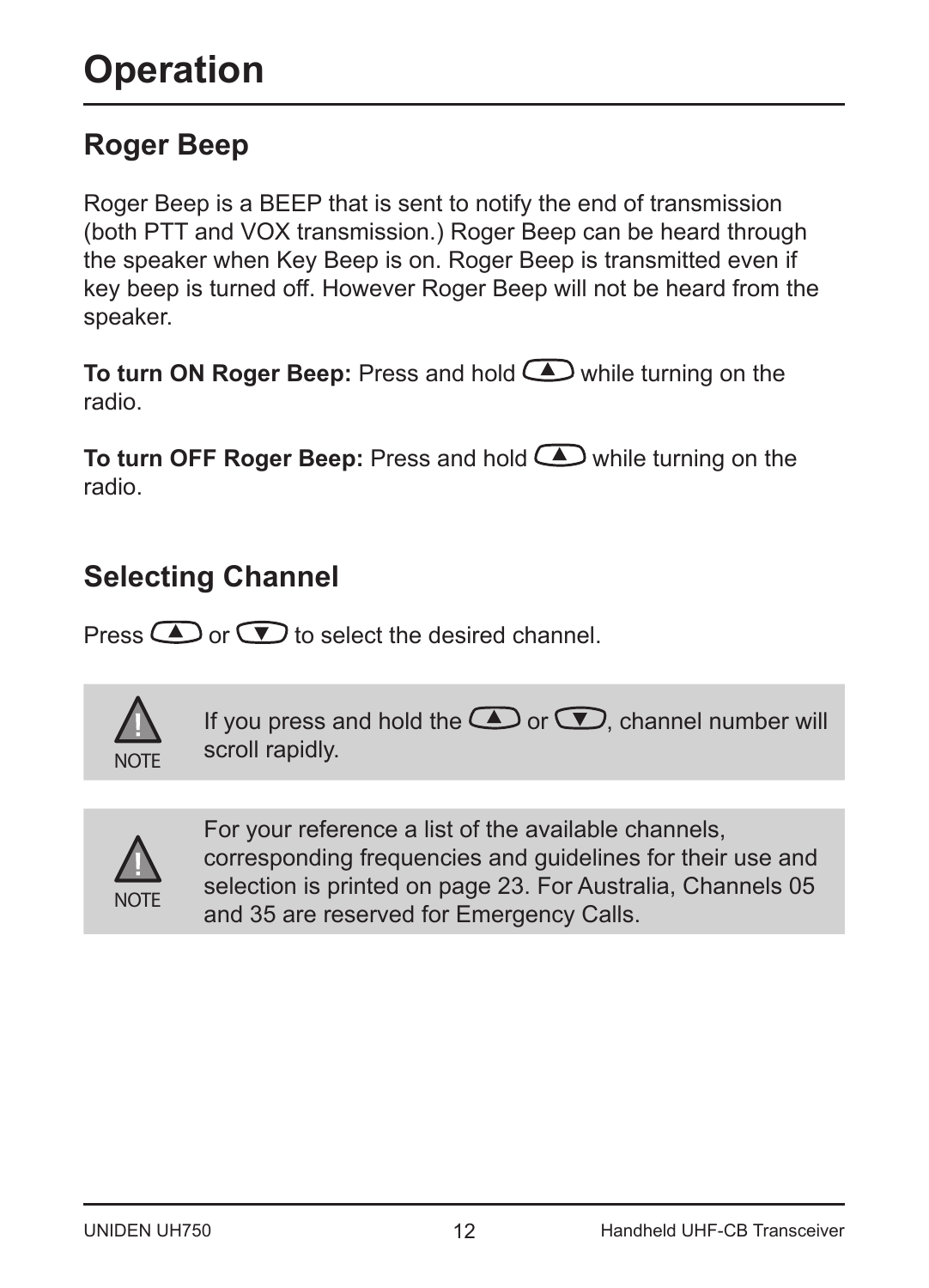# Operation

## Roger Beep

Roger Beep is a BEEP that is sent to notify the end of transmission (both PTT and VOX transmission.) Roger Beep can be heard through the speaker when Key Beep is on. Roger Beep is transmitted even if key beep is turned off. However Roger Beep will not be heard from the speaker.

**To turn ON Roger Beep:** Press and hold ▲ while turning on the radio.

**To turn OFF Roger Beep:** Press and hold ▲ while turning on the radio.

## Selecting Channel

Press ▲ or ▼ to select the desired channel.

> **NOTE**
> If you press and hold the ▲ or ▼, channel number will scroll rapidly.

> **NOTE**
> For your reference a list of the available channels, corresponding frequencies and guidelines for their use and selection is printed on page 23. For Australia, Channels 05 and 35 are reserved for Emergency Calls.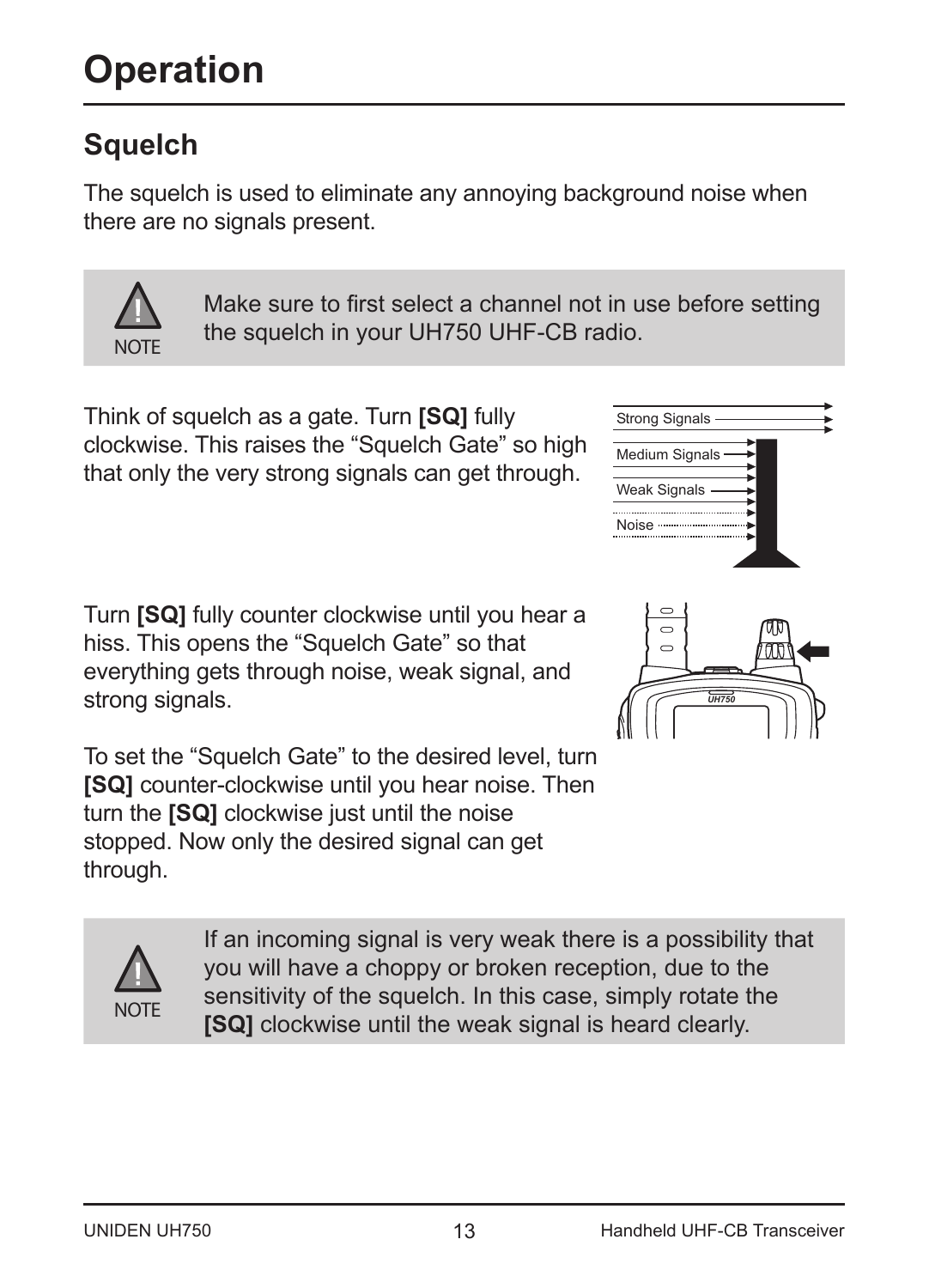# Operation

## Squelch

The squelch is used to eliminate any annoying background noise when there are no signals present.

> **NOTE:** Make sure to first select a channel not in use before setting the squelch in your UH750 UHF-CB radio.

Think of squelch as a gate. Turn **[SQ]** fully clockwise. This raises the "Squelch Gate" so high that only the very strong signals can get through.

Strong Signals
Medium Signals
Weak Signals
Noise

Turn **[SQ]** fully counter clockwise until you hear a hiss. This opens the "Squelch Gate" so that everything gets through noise, weak signal, and strong signals.

To set the "Squelch Gate" to the desired level, turn **[SQ]** counter-clockwise until you hear noise. Then turn the **[SQ]** clockwise just until the noise stopped. Now only the desired signal can get through.

> **NOTE:** If an incoming signal is very weak there is a possibility that you will have a choppy or broken reception, due to the sensitivity of the squelch. In this case, simply rotate the **[SQ]** clockwise until the weak signal is heard clearly.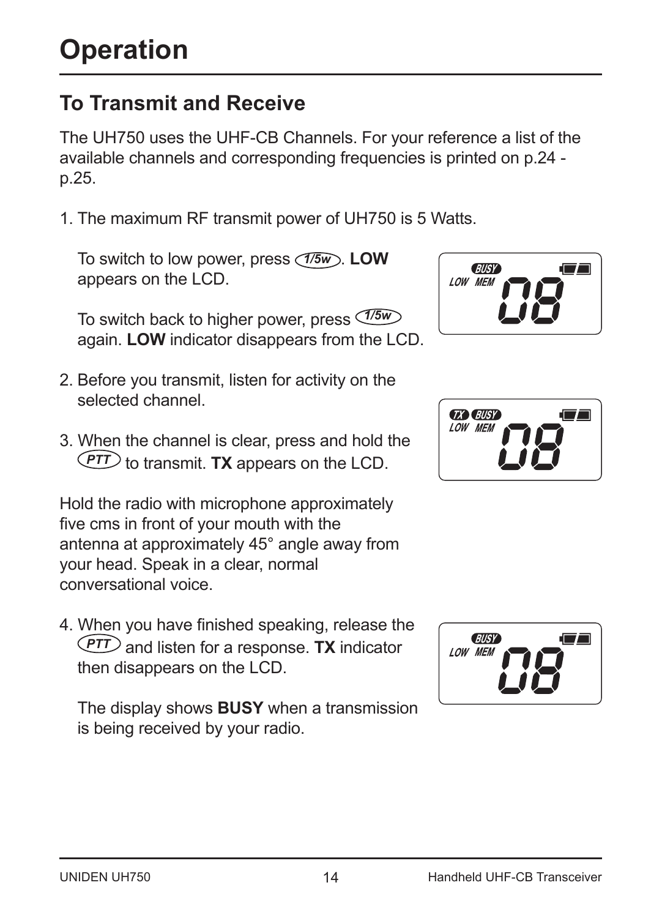# Operation

## To Transmit and Receive

The UH750 uses the UHF-CB Channels. For your reference a list of the available channels and corresponding frequencies is printed on p.24 - p.25.

1. The maximum RF transmit power of UH750 is 5 Watts.

   To switch to low power, press 1/5w. **LOW** appears on the LCD.

   To switch back to higher power, press 1/5w again. **LOW** indicator disappears from the LCD.

2. Before you transmit, listen for activity on the selected channel.

3. When the channel is clear, press and hold the PTT to transmit. **TX** appears on the LCD.

Hold the radio with microphone approximately five cms in front of your mouth with the antenna at approximately 45° angle away from your head. Speak in a clear, normal conversational voice.

4. When you have finished speaking, release the PTT and listen for a response. **TX** indicator then disappears on the LCD.

   The display shows **BUSY** when a transmission is being received by your radio.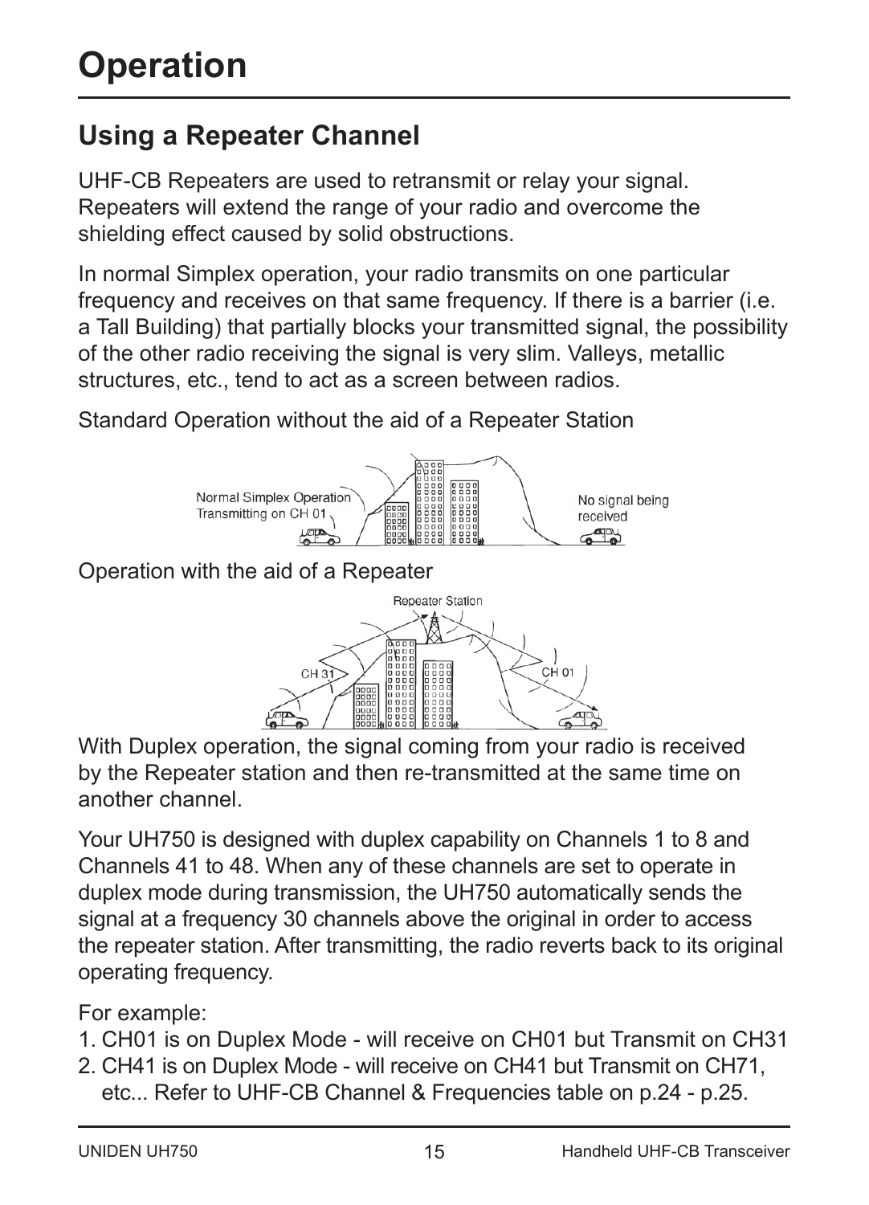# Operation

## Using a Repeater Channel

UHF-CB Repeaters are used to retransmit or relay your signal. Repeaters will extend the range of your radio and overcome the shielding effect caused by solid obstructions.

In normal Simplex operation, your radio transmits on one particular frequency and receives on that same frequency. If there is a barrier (i.e. a Tall Building) that partially blocks your transmitted signal, the possibility of the other radio receiving the signal is very slim. Valleys, metallic structures, etc., tend to act as a screen between radios.

Standard Operation without the aid of a Repeater Station

Normal Simplex Operation Transmitting on CH 01

No signal being received

Operation with the aid of a Repeater

Repeater Station

CH 31

CH 01

With Duplex operation, the signal coming from your radio is received by the Repeater station and then re-transmitted at the same time on another channel.

Your UH750 is designed with duplex capability on Channels 1 to 8 and Channels 41 to 48. When any of these channels are set to operate in duplex mode during transmission, the UH750 automatically sends the signal at a frequency 30 channels above the original in order to access the repeater station. After transmitting, the radio reverts back to its original operating frequency.

For example:

1. CH01 is on Duplex Mode - will receive on CH01 but Transmit on CH31
2. CH41 is on Duplex Mode - will receive on CH41 but Transmit on CH71, etc... Refer to UHF-CB Channel & Frequencies table on p.24 - p.25.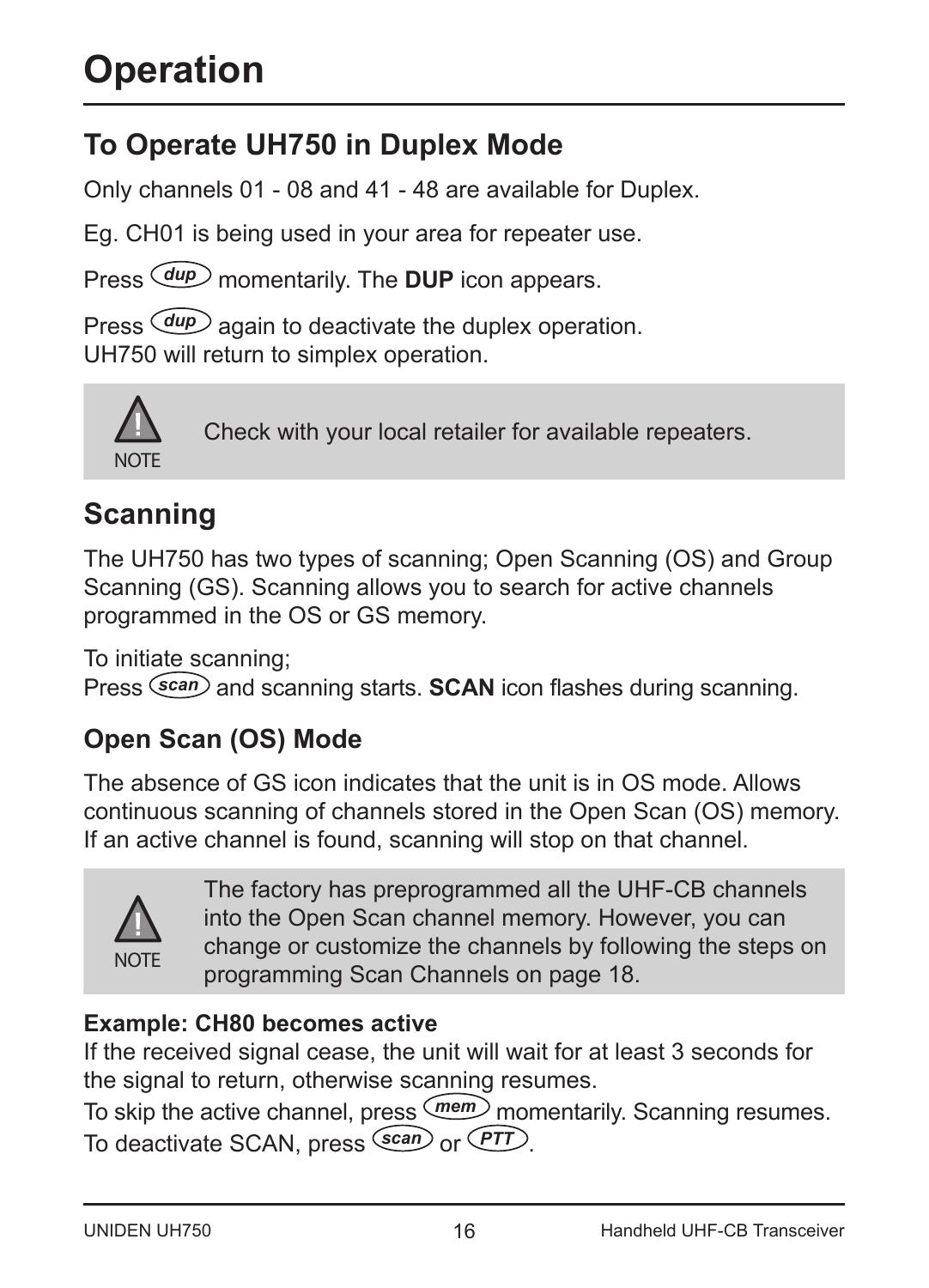# Operation

## To Operate UH750 in Duplex Mode

Only channels 01 - 08 and 41 - 48 are available for Duplex.

Eg. CH01 is being used in your area for repeater use.

Press *dup* momentarily. The **DUP** icon appears.

Press *dup* again to deactivate the duplex operation.
UH750 will return to simplex operation.

> NOTE: Check with your local retailer for available repeaters.

## Scanning

The UH750 has two types of scanning; Open Scanning (OS) and Group Scanning (GS). Scanning allows you to search for active channels programmed in the OS or GS memory.

To initiate scanning;
Press *scan* and scanning starts. **SCAN** icon flashes during scanning.

### Open Scan (OS) Mode

The absence of GS icon indicates that the unit is in OS mode. Allows continuous scanning of channels stored in the Open Scan (OS) memory. If an active channel is found, scanning will stop on that channel.

> NOTE: The factory has preprogrammed all the UHF-CB channels into the Open Scan channel memory. However, you can change or customize the channels by following the steps on programming Scan Channels on page 18.

**Example: CH80 becomes active**
If the received signal cease, the unit will wait for at least 3 seconds for the signal to return, otherwise scanning resumes.
To skip the active channel, press *mem* momentarily. Scanning resumes.
To deactivate SCAN, press *scan* or *PTT*.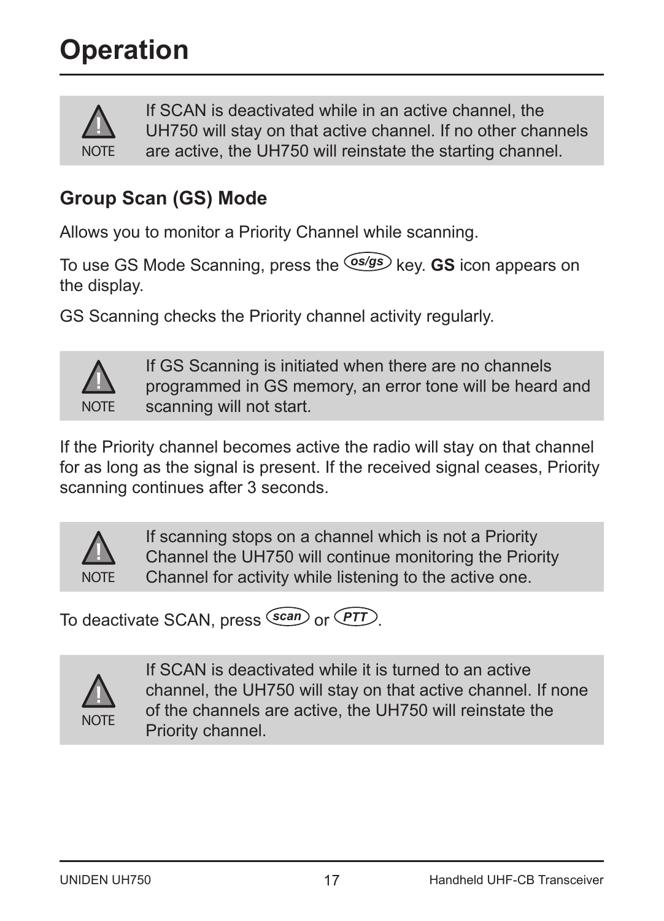# Operation

> **NOTE:** If SCAN is deactivated while in an active channel, the UH750 will stay on that active channel. If no other channels are active, the UH750 will reinstate the starting channel.

## Group Scan (GS) Mode

Allows you to monitor a Priority Channel while scanning.

To use GS Mode Scanning, press the *os/gs* key. **GS** icon appears on the display.

GS Scanning checks the Priority channel activity regularly.

> **NOTE:** If GS Scanning is initiated when there are no channels programmed in GS memory, an error tone will be heard and scanning will not start.

If the Priority channel becomes active the radio will stay on that channel for as long as the signal is present. If the received signal ceases, Priority scanning continues after 3 seconds.

> **NOTE:** If scanning stops on a channel which is not a Priority Channel the UH750 will continue monitoring the Priority Channel for activity while listening to the active one.

To deactivate SCAN, press *scan* or *PTT*.

> **NOTE:** If SCAN is deactivated while it is turned to an active channel, the UH750 will stay on that active channel. If none of the channels are active, the UH750 will reinstate the Priority channel.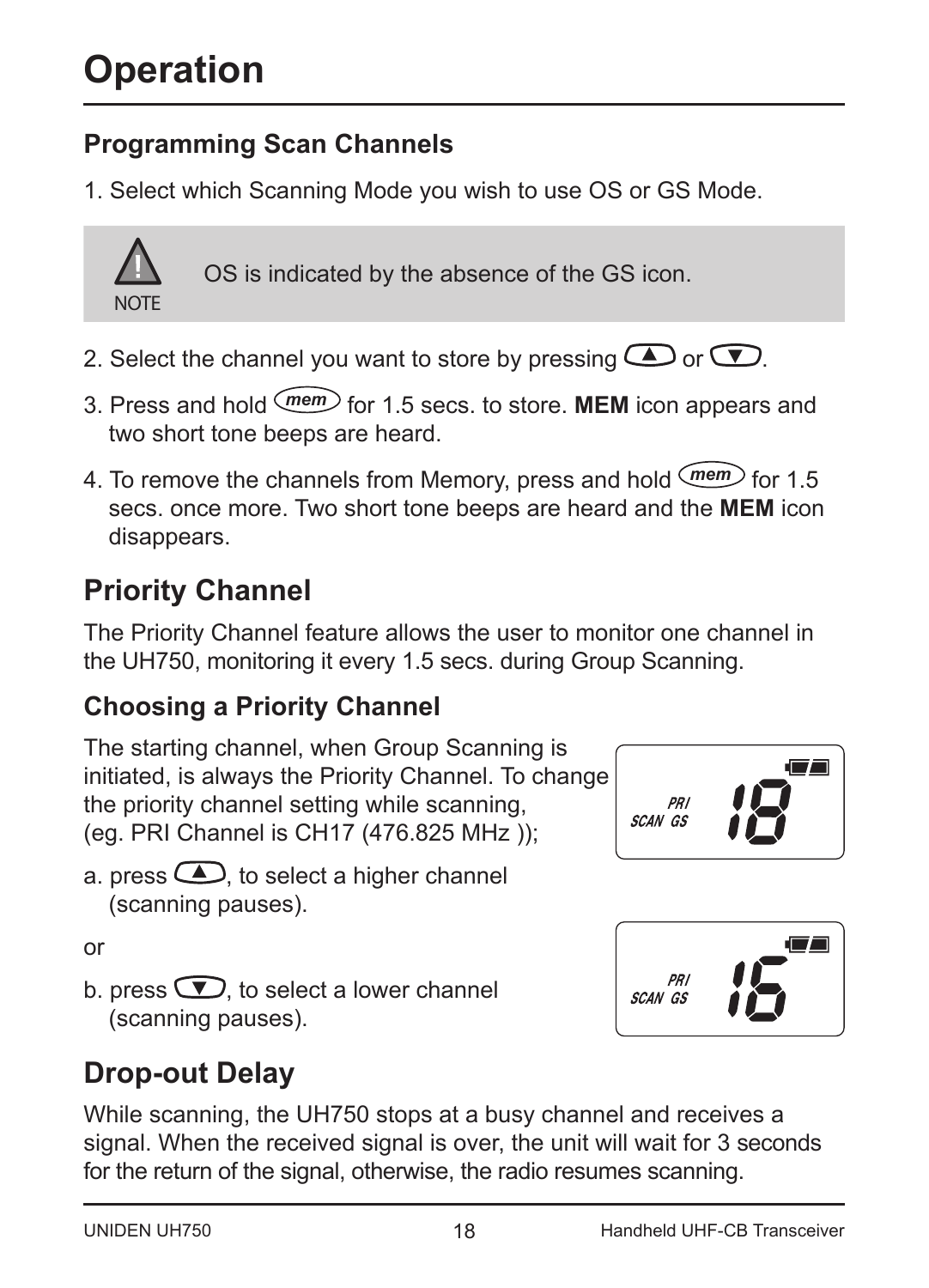# Operation

## Programming Scan Channels

1. Select which Scanning Mode you wish to use OS or GS Mode.

> NOTE: OS is indicated by the absence of the GS icon.

2. Select the channel you want to store by pressing ▲ or ▼.
3. Press and hold mem for 1.5 secs. to store. **MEM** icon appears and two short tone beeps are heard.
4. To remove the channels from Memory, press and hold mem for 1.5 secs. once more. Two short tone beeps are heard and the **MEM** icon disappears.

## Priority Channel

The Priority Channel feature allows the user to monitor one channel in the UH750, monitoring it every 1.5 secs. during Group Scanning.

### Choosing a Priority Channel

The starting channel, when Group Scanning is initiated, is always the Priority Channel. To change the priority channel setting while scanning, (eg. PRI Channel is CH17 (476.825 MHz ));

a. press ▲, to select a higher channel (scanning pauses).

or

b. press ▼, to select a lower channel (scanning pauses).

## Drop-out Delay

While scanning, the UH750 stops at a busy channel and receives a signal. When the received signal is over, the unit will wait for 3 seconds for the return of the signal, otherwise, the radio resumes scanning.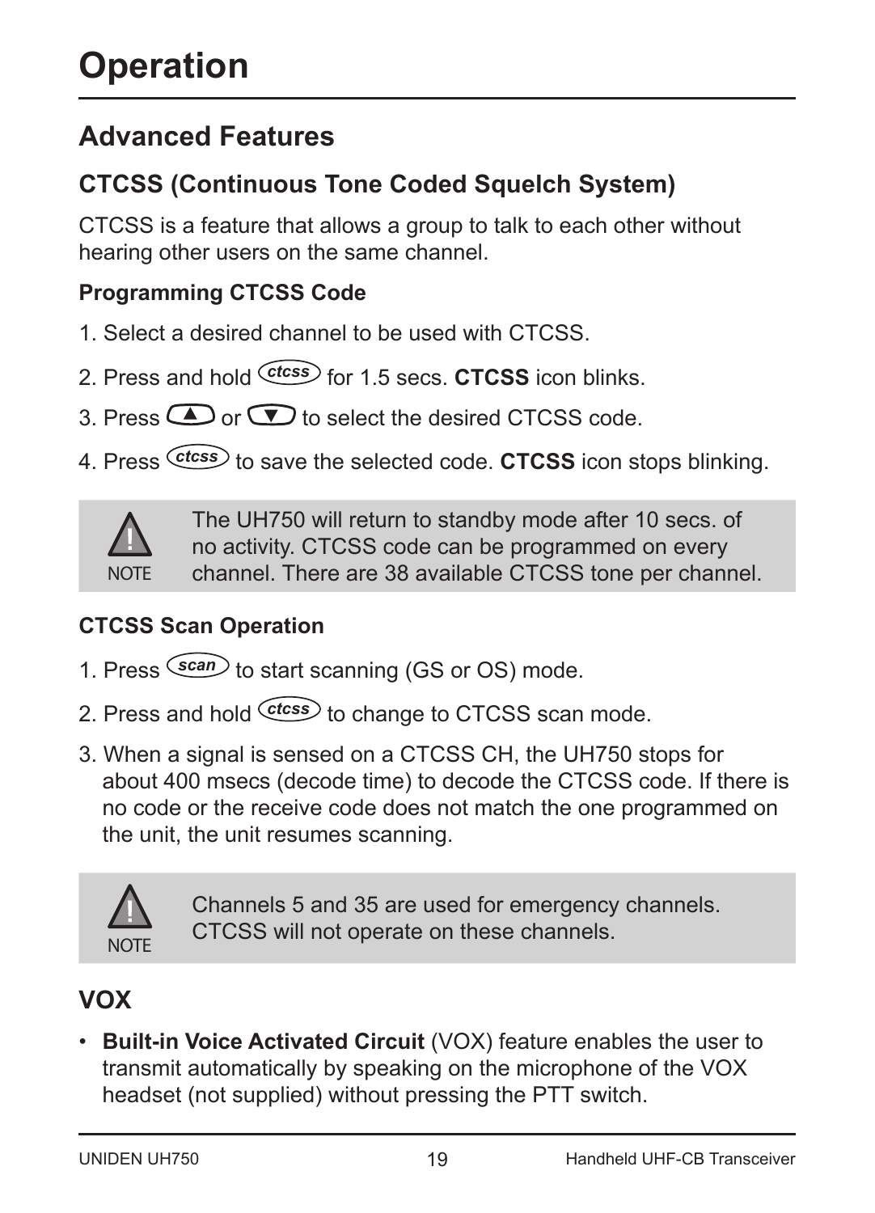# Operation

## Advanced Features

### CTCSS (Continuous Tone Coded Squelch System)

CTCSS is a feature that allows a group to talk to each other without hearing other users on the same channel.

#### Programming CTCSS Code

1. Select a desired channel to be used with CTCSS.
2. Press and hold *ctcss* for 1.5 secs. **CTCSS** icon blinks.
3. Press ▲ or ▼ to select the desired CTCSS code.
4. Press *ctcss* to save the selected code. **CTCSS** icon stops blinking.

> **NOTE**: The UH750 will return to standby mode after 10 secs. of no activity. CTCSS code can be programmed on every channel. There are 38 available CTCSS tone per channel.

#### CTCSS Scan Operation

1. Press *scan* to start scanning (GS or OS) mode.
2. Press and hold *ctcss* to change to CTCSS scan mode.
3. When a signal is sensed on a CTCSS CH, the UH750 stops for about 400 msecs (decode time) to decode the CTCSS code. If there is no code or the receive code does not match the one programmed on the unit, the unit resumes scanning.

> **NOTE**: Channels 5 and 35 are used for emergency channels. CTCSS will not operate on these channels.

### VOX

- **Built-in Voice Activated Circuit** (VOX) feature enables the user to transmit automatically by speaking on the microphone of the VOX headset (not supplied) without pressing the PTT switch.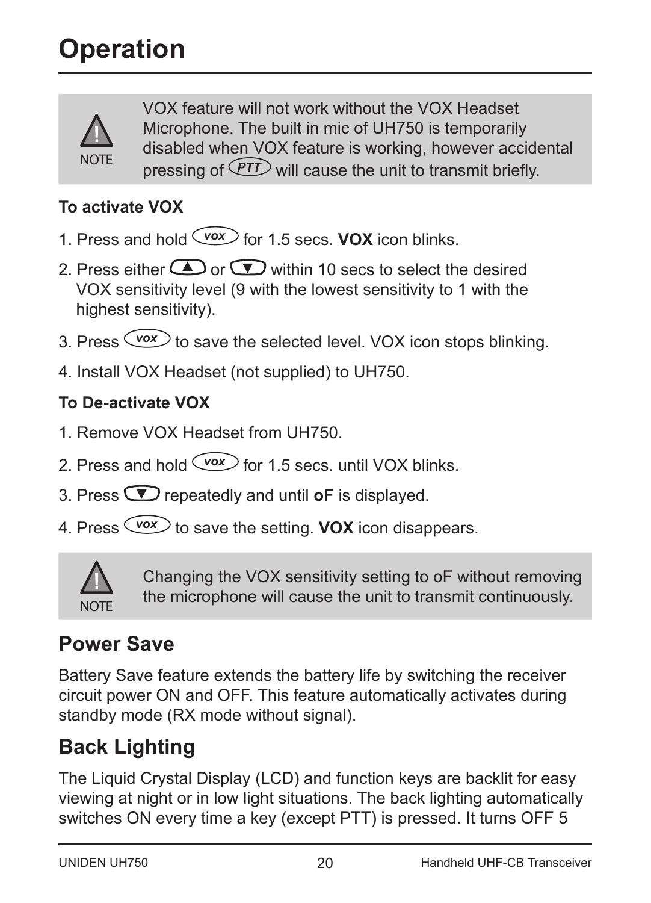# Operation

> **NOTE:** VOX feature will not work without the VOX Headset Microphone. The built in mic of UH750 is temporarily disabled when VOX feature is working, however accidental pressing of PTT will cause the unit to transmit briefly.

**To activate VOX**

1. Press and hold VOX for 1.5 secs. **VOX** icon blinks.
2. Press either ▲ or ▼ within 10 secs to select the desired VOX sensitivity level (9 with the lowest sensitivity to 1 with the highest sensitivity).
3. Press VOX to save the selected level. VOX icon stops blinking.
4. Install VOX Headset (not supplied) to UH750.

**To De-activate VOX**

1. Remove VOX Headset from UH750.
2. Press and hold VOX for 1.5 secs. until VOX blinks.
3. Press ▼ repeatedly and until **oF** is displayed.
4. Press VOX to save the setting. **VOX** icon disappears.

> **NOTE:** Changing the VOX sensitivity setting to oF without removing the microphone will cause the unit to transmit continuously.

## Power Save

Battery Save feature extends the battery life by switching the receiver circuit power ON and OFF. This feature automatically activates during standby mode (RX mode without signal).

## Back Lighting

The Liquid Crystal Display (LCD) and function keys are backlit for easy viewing at night or in low light situations. The back lighting automatically switches ON every time a key (except PTT) is pressed. It turns OFF 5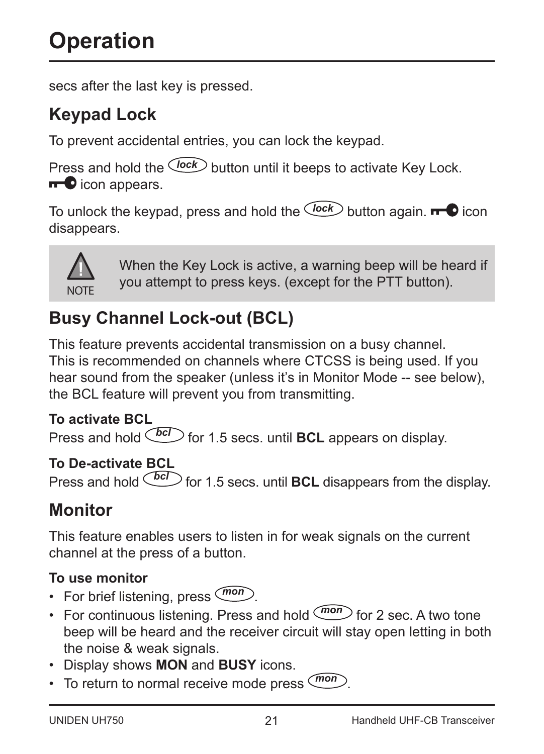# Operation

secs after the last key is pressed.

## Keypad Lock

To prevent accidental entries, you can lock the keypad.

Press and hold the *lock* button until it beeps to activate Key Lock. Key icon appears.

To unlock the keypad, press and hold the *lock* button again. Key icon disappears.

> NOTE: When the Key Lock is active, a warning beep will be heard if you attempt to press keys. (except for the PTT button).

## Busy Channel Lock-out (BCL)

This feature prevents accidental transmission on a busy channel. This is recommended on channels where CTCSS is being used. If you hear sound from the speaker (unless it's in Monitor Mode -- see below), the BCL feature will prevent you from transmitting.

**To activate BCL**

Press and hold *bcl* for 1.5 secs. until **BCL** appears on display.

**To De-activate BCL**

Press and hold *bcl* for 1.5 secs. until **BCL** disappears from the display.

## Monitor

This feature enables users to listen in for weak signals on the current channel at the press of a button.

**To use monitor**

- For brief listening, press *mon*.
- For continuous listening. Press and hold *mon* for 2 sec. A two tone beep will be heard and the receiver circuit will stay open letting in both the noise & weak signals.
- Display shows **MON** and **BUSY** icons.
- To return to normal receive mode press *mon*.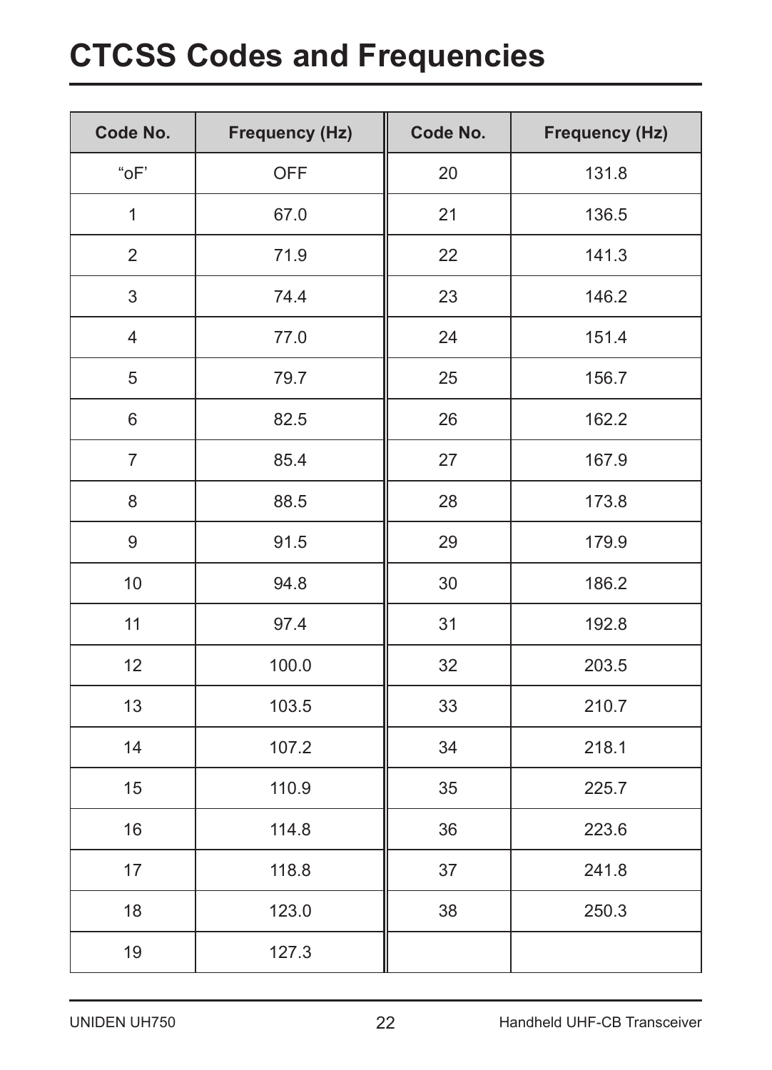# CTCSS Codes and Frequencies

| Code No. | Frequency (Hz) | Code No. | Frequency (Hz) |
|---|---|---|---|
| “oF’ | OFF | 20 | 131.8 |
| 1 | 67.0 | 21 | 136.5 |
| 2 | 71.9 | 22 | 141.3 |
| 3 | 74.4 | 23 | 146.2 |
| 4 | 77.0 | 24 | 151.4 |
| 5 | 79.7 | 25 | 156.7 |
| 6 | 82.5 | 26 | 162.2 |
| 7 | 85.4 | 27 | 167.9 |
| 8 | 88.5 | 28 | 173.8 |
| 9 | 91.5 | 29 | 179.9 |
| 10 | 94.8 | 30 | 186.2 |
| 11 | 97.4 | 31 | 192.8 |
| 12 | 100.0 | 32 | 203.5 |
| 13 | 103.5 | 33 | 210.7 |
| 14 | 107.2 | 34 | 218.1 |
| 15 | 110.9 | 35 | 225.7 |
| 16 | 114.8 | 36 | 223.6 |
| 17 | 118.8 | 37 | 241.8 |
| 18 | 123.0 | 38 | 250.3 |
| 19 | 127.3 | | |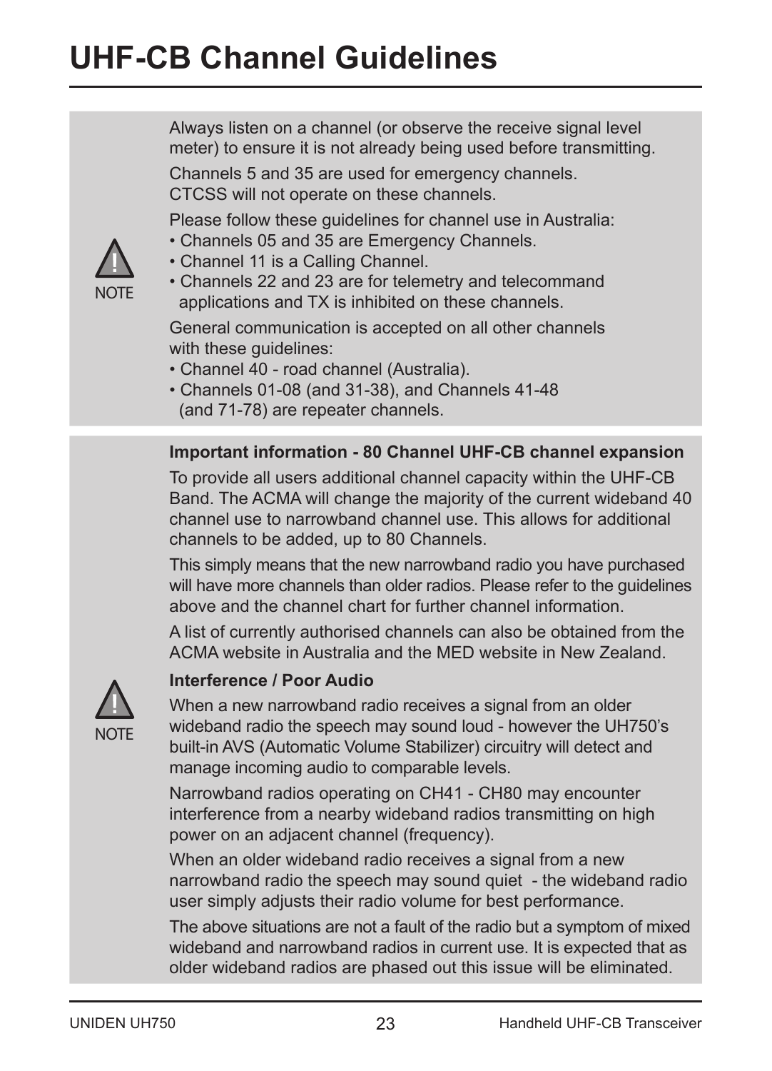# UHF-CB Channel Guidelines

NOTE

Always listen on a channel (or observe the receive signal level meter) to ensure it is not already being used before transmitting.

Channels 5 and 35 are used for emergency channels. CTCSS will not operate on these channels.

Please follow these guidelines for channel use in Australia:

- Channels 05 and 35 are Emergency Channels.
- Channel 11 is a Calling Channel.
- Channels 22 and 23 are for telemetry and telecommand applications and TX is inhibited on these channels.

General communication is accepted on all other channels with these guidelines:

- Channel 40 - road channel (Australia).
- Channels 01-08 (and 31-38), and Channels 41-48 (and 71-78) are repeater channels.

NOTE

**Important information - 80 Channel UHF-CB channel expansion**

To provide all users additional channel capacity within the UHF-CB Band. The ACMA will change the majority of the current wideband 40 channel use to narrowband channel use. This allows for additional channels to be added, up to 80 Channels.

This simply means that the new narrowband radio you have purchased will have more channels than older radios. Please refer to the guidelines above and the channel chart for further channel information.

A list of currently authorised channels can also be obtained from the ACMA website in Australia and the MED website in New Zealand.

**Interference / Poor Audio**

When a new narrowband radio receives a signal from an older wideband radio the speech may sound loud - however the UH750's built-in AVS (Automatic Volume Stabilizer) circuitry will detect and manage incoming audio to comparable levels.

Narrowband radios operating on CH41 - CH80 may encounter interference from a nearby wideband radios transmitting on high power on an adjacent channel (frequency).

When an older wideband radio receives a signal from a new narrowband radio the speech may sound quiet - the wideband radio user simply adjusts their radio volume for best performance.

The above situations are not a fault of the radio but a symptom of mixed wideband and narrowband radios in current use. It is expected that as older wideband radios are phased out this issue will be eliminated.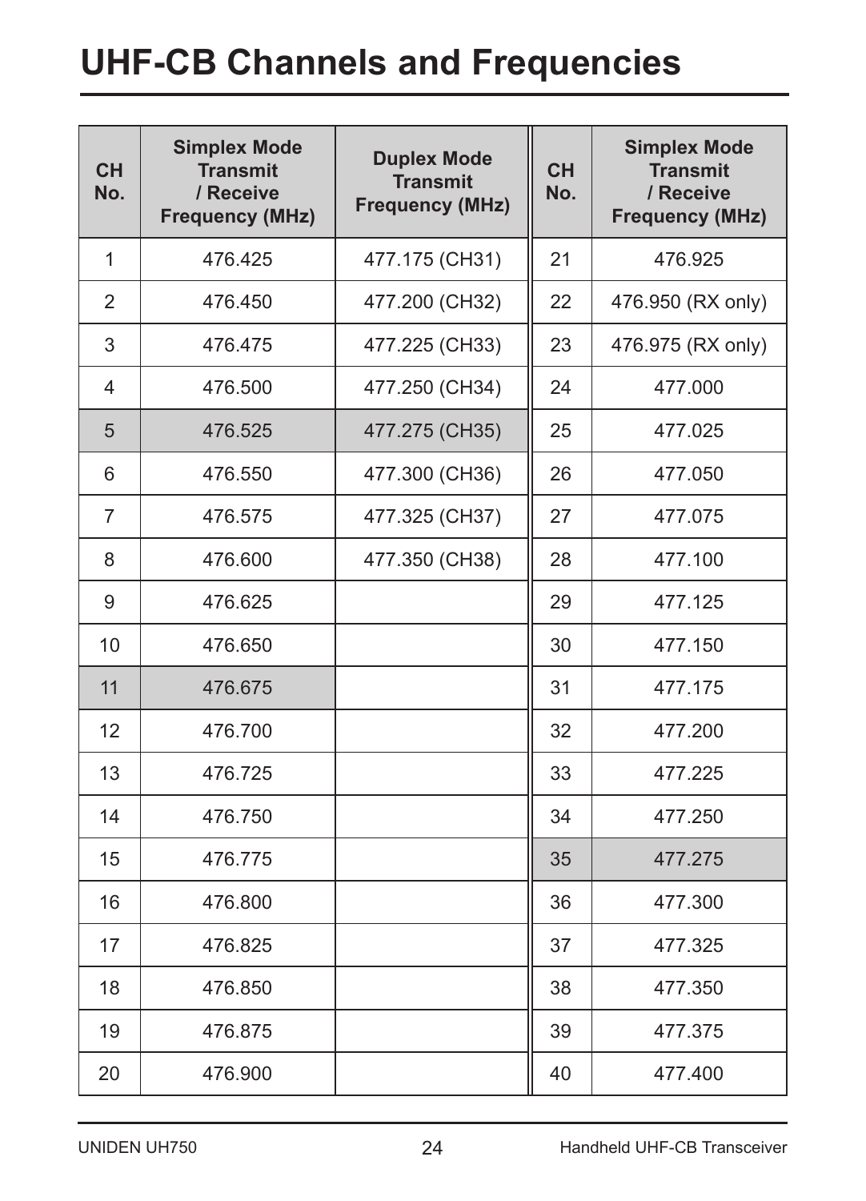# UHF-CB Channels and Frequencies

| CH No. | Simplex Mode Transmit / Receive Frequency (MHz) | Duplex Mode Transmit Frequency (MHz) | CH No. | Simplex Mode Transmit / Receive Frequency (MHz) |
|---|---|---|---|---|
| 1 | 476.425 | 477.175 (CH31) | 21 | 476.925 |
| 2 | 476.450 | 477.200 (CH32) | 22 | 476.950 (RX only) |
| 3 | 476.475 | 477.225 (CH33) | 23 | 476.975 (RX only) |
| 4 | 476.500 | 477.250 (CH34) | 24 | 477.000 |
| 5 | 476.525 | 477.275 (CH35) | 25 | 477.025 |
| 6 | 476.550 | 477.300 (CH36) | 26 | 477.050 |
| 7 | 476.575 | 477.325 (CH37) | 27 | 477.075 |
| 8 | 476.600 | 477.350 (CH38) | 28 | 477.100 |
| 9 | 476.625 | | 29 | 477.125 |
| 10 | 476.650 | | 30 | 477.150 |
| 11 | 476.675 | | 31 | 477.175 |
| 12 | 476.700 | | 32 | 477.200 |
| 13 | 476.725 | | 33 | 477.225 |
| 14 | 476.750 | | 34 | 477.250 |
| 15 | 476.775 | | 35 | 477.275 |
| 16 | 476.800 | | 36 | 477.300 |
| 17 | 476.825 | | 37 | 477.325 |
| 18 | 476.850 | | 38 | 477.350 |
| 19 | 476.875 | | 39 | 477.375 |
| 20 | 476.900 | | 40 | 477.400 |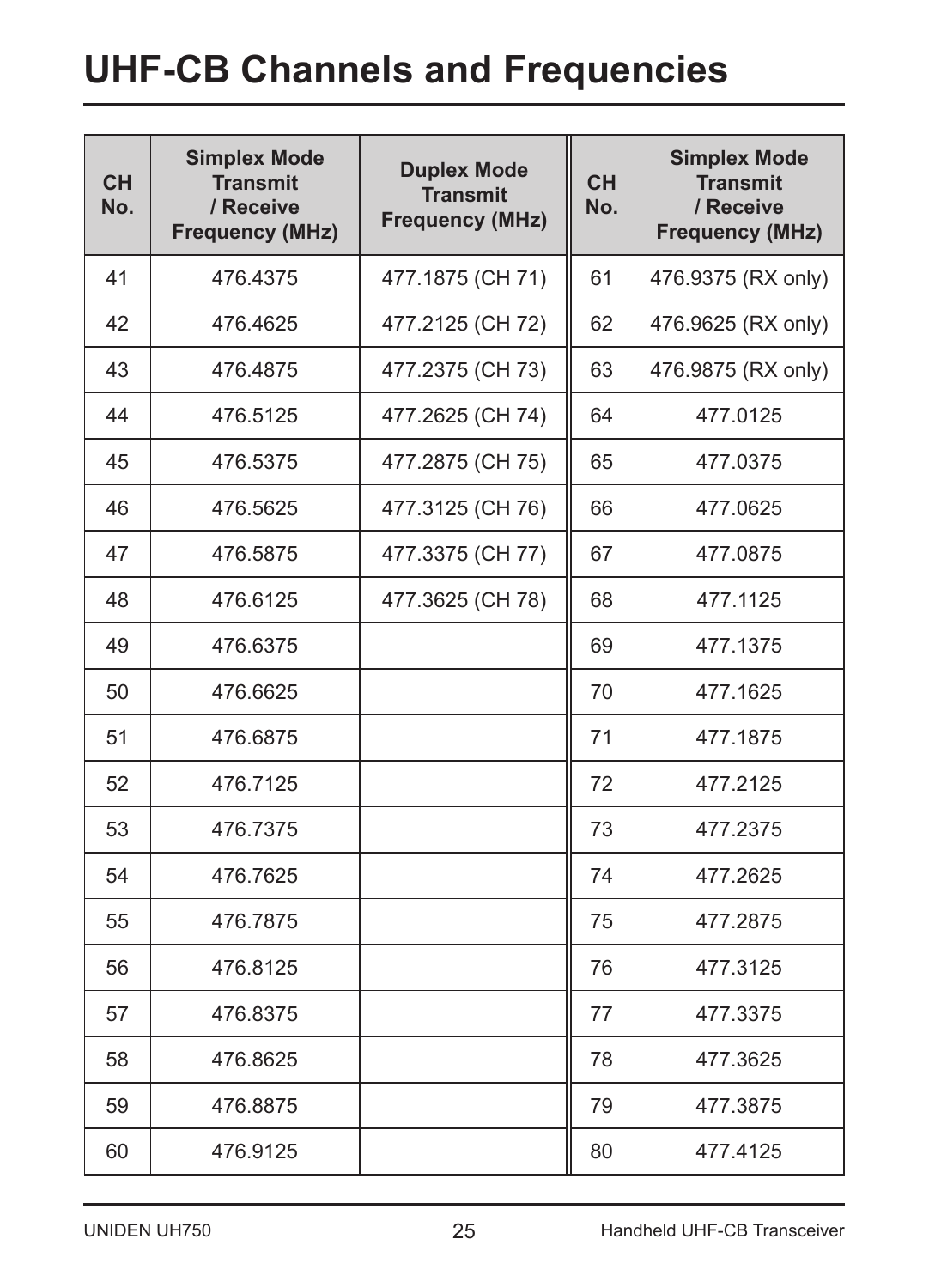# UHF-CB Channels and Frequencies

| CH No. | Simplex Mode Transmit / Receive Frequency (MHz) | Duplex Mode Transmit Frequency (MHz) | CH No. | Simplex Mode Transmit / Receive Frequency (MHz) |
|---|---|---|---|---|
| 41 | 476.4375 | 477.1875 (CH 71) | 61 | 476.9375 (RX only) |
| 42 | 476.4625 | 477.2125 (CH 72) | 62 | 476.9625 (RX only) |
| 43 | 476.4875 | 477.2375 (CH 73) | 63 | 476.9875 (RX only) |
| 44 | 476.5125 | 477.2625 (CH 74) | 64 | 477.0125 |
| 45 | 476.5375 | 477.2875 (CH 75) | 65 | 477.0375 |
| 46 | 476.5625 | 477.3125 (CH 76) | 66 | 477.0625 |
| 47 | 476.5875 | 477.3375 (CH 77) | 67 | 477.0875 |
| 48 | 476.6125 | 477.3625 (CH 78) | 68 | 477.1125 |
| 49 | 476.6375 | | 69 | 477.1375 |
| 50 | 476.6625 | | 70 | 477.1625 |
| 51 | 476.6875 | | 71 | 477.1875 |
| 52 | 476.7125 | | 72 | 477.2125 |
| 53 | 476.7375 | | 73 | 477.2375 |
| 54 | 476.7625 | | 74 | 477.2625 |
| 55 | 476.7875 | | 75 | 477.2875 |
| 56 | 476.8125 | | 76 | 477.3125 |
| 57 | 476.8375 | | 77 | 477.3375 |
| 58 | 476.8625 | | 78 | 477.3625 |
| 59 | 476.8875 | | 79 | 477.3875 |
| 60 | 476.9125 | | 80 | 477.4125 |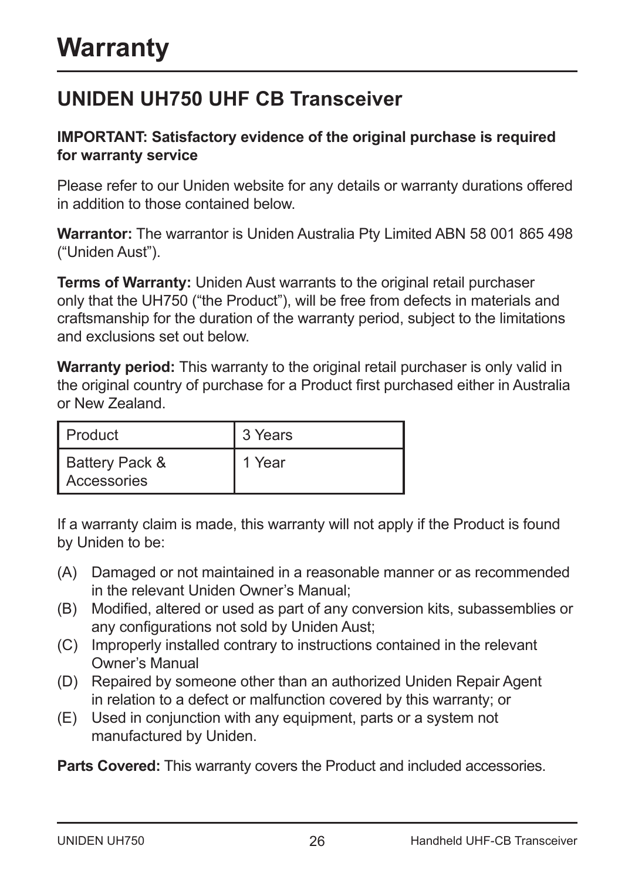# Warranty

## UNIDEN UH750 UHF CB Transceiver

**IMPORTANT: Satisfactory evidence of the original purchase is required for warranty service**

Please refer to our Uniden website for any details or warranty durations offered in addition to those contained below.

**Warrantor:** The warrantor is Uniden Australia Pty Limited ABN 58 001 865 498 ("Uniden Aust").

**Terms of Warranty:** Uniden Aust warrants to the original retail purchaser only that the UH750 ("the Product"), will be free from defects in materials and craftsmanship for the duration of the warranty period, subject to the limitations and exclusions set out below.

**Warranty period:** This warranty to the original retail purchaser is only valid in the original country of purchase for a Product first purchased either in Australia or New Zealand.

| Product | 3 Years |
|---|---|
| Battery Pack & Accessories | 1 Year |

If a warranty claim is made, this warranty will not apply if the Product is found by Uniden to be:

(A) Damaged or not maintained in a reasonable manner or as recommended in the relevant Uniden Owner's Manual;
(B) Modified, altered or used as part of any conversion kits, subassemblies or any configurations not sold by Uniden Aust;
(C) Improperly installed contrary to instructions contained in the relevant Owner's Manual
(D) Repaired by someone other than an authorized Uniden Repair Agent in relation to a defect or malfunction covered by this warranty; or
(E) Used in conjunction with any equipment, parts or a system not manufactured by Uniden.

**Parts Covered:** This warranty covers the Product and included accessories.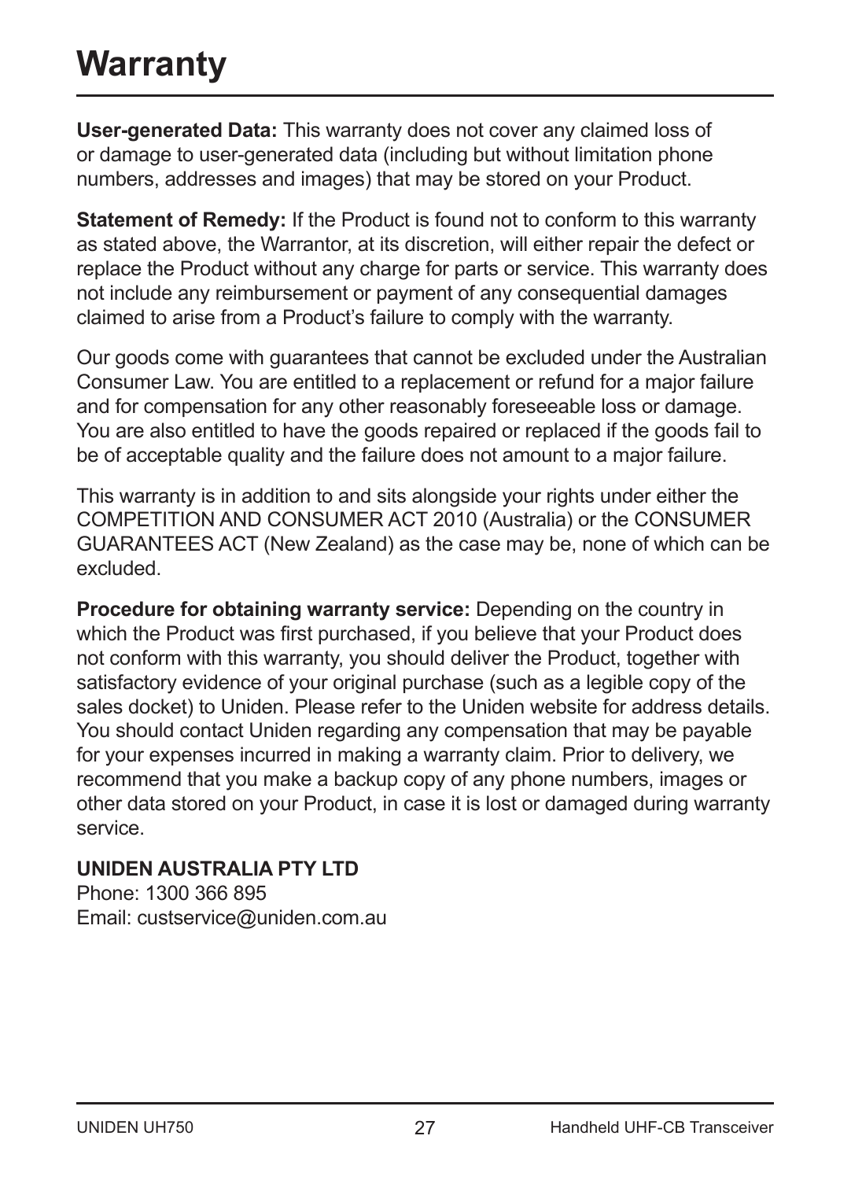# Warranty

**User-generated Data:** This warranty does not cover any claimed loss of or damage to user-generated data (including but without limitation phone numbers, addresses and images) that may be stored on your Product.

**Statement of Remedy:** If the Product is found not to conform to this warranty as stated above, the Warrantor, at its discretion, will either repair the defect or replace the Product without any charge for parts or service. This warranty does not include any reimbursement or payment of any consequential damages claimed to arise from a Product's failure to comply with the warranty.

Our goods come with guarantees that cannot be excluded under the Australian Consumer Law. You are entitled to a replacement or refund for a major failure and for compensation for any other reasonably foreseeable loss or damage. You are also entitled to have the goods repaired or replaced if the goods fail to be of acceptable quality and the failure does not amount to a major failure.

This warranty is in addition to and sits alongside your rights under either the COMPETITION AND CONSUMER ACT 2010 (Australia) or the CONSUMER GUARANTEES ACT (New Zealand) as the case may be, none of which can be excluded.

**Procedure for obtaining warranty service:** Depending on the country in which the Product was first purchased, if you believe that your Product does not conform with this warranty, you should deliver the Product, together with satisfactory evidence of your original purchase (such as a legible copy of the sales docket) to Uniden. Please refer to the Uniden website for address details. You should contact Uniden regarding any compensation that may be payable for your expenses incurred in making a warranty claim. Prior to delivery, we recommend that you make a backup copy of any phone numbers, images or other data stored on your Product, in case it is lost or damaged during warranty service.

**UNIDEN AUSTRALIA PTY LTD**
Phone: 1300 366 895
Email: custservice@uniden.com.au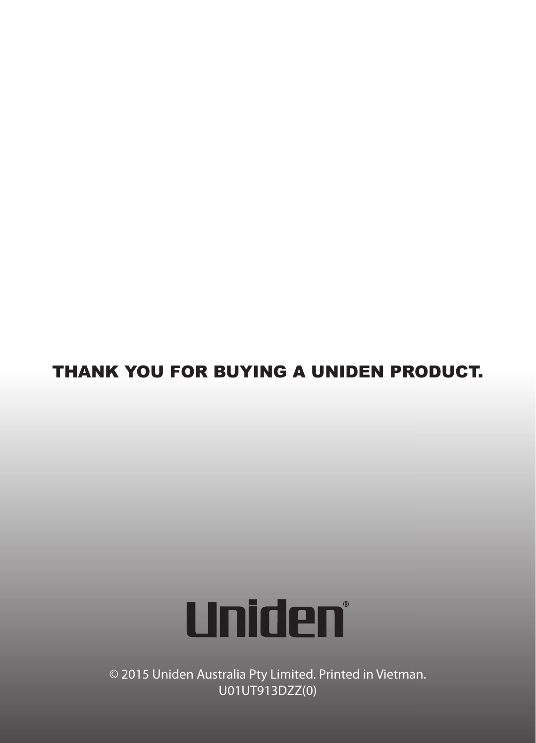**THANK YOU FOR BUYING A UNIDEN PRODUCT.**

Uniden®

© 2015 Uniden Australia Pty Limited. Printed in Vietman.
U01UT913DZZ(0)